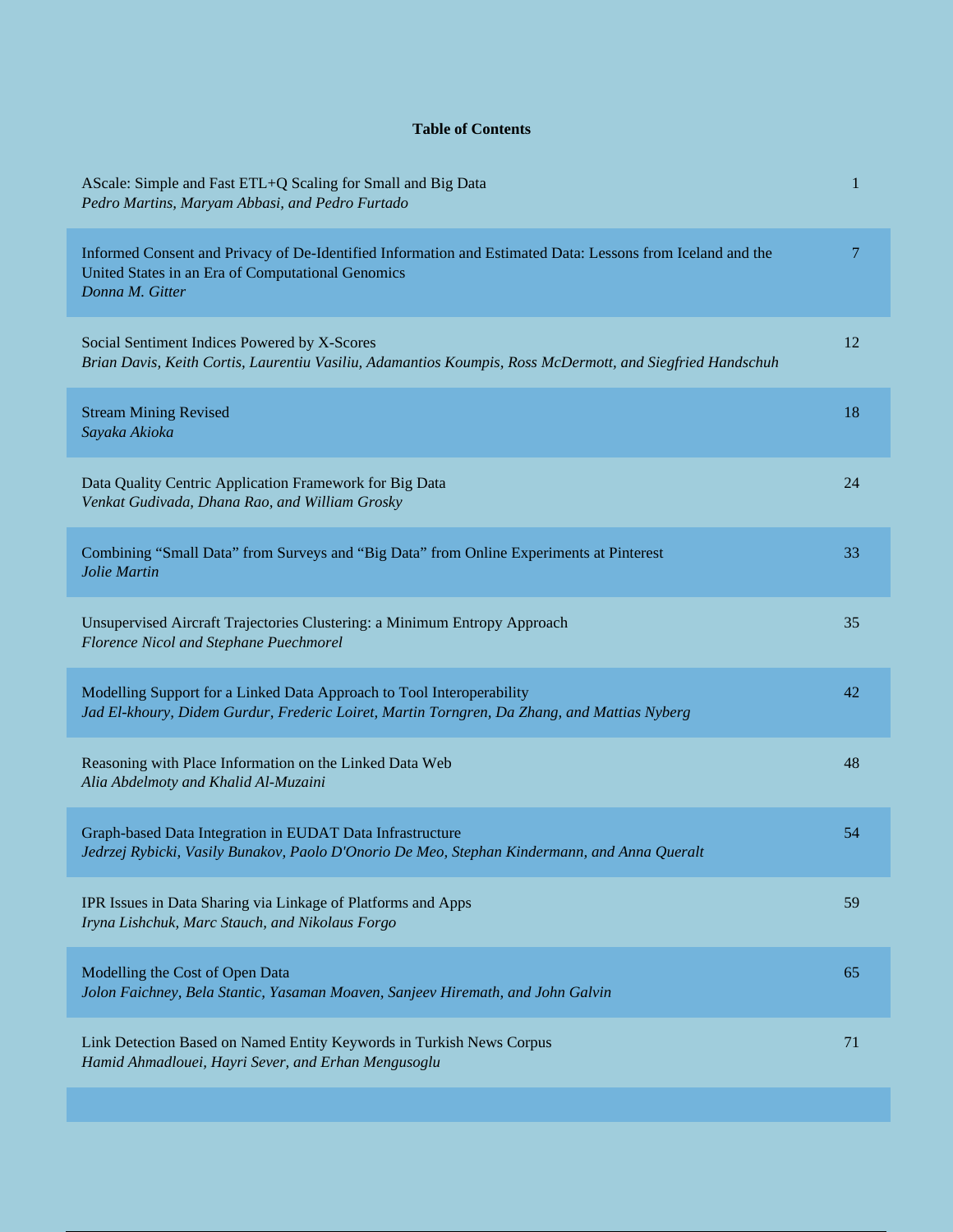**Table of Contents**

| | |
|---|---|
| AScale: Simple and Fast ETL+Q Scaling for Small and Big Data<br>*Pedro Martins, Maryam Abbasi, and Pedro Furtado* | 1 |
| Informed Consent and Privacy of De-Identified Information and Estimated Data: Lessons from Iceland and the United States in an Era of Computational Genomics<br>*Donna M. Gitter* | 7 |
| Social Sentiment Indices Powered by X-Scores<br>*Brian Davis, Keith Cortis, Laurentiu Vasiliu, Adamantios Koumpis, Ross McDermott, and Siegfried Handschuh* | 12 |
| Stream Mining Revised<br>*Sayaka Akioka* | 18 |
| Data Quality Centric Application Framework for Big Data<br>*Venkat Gudivada, Dhana Rao, and William Grosky* | 24 |
| Combining "Small Data" from Surveys and "Big Data" from Online Experiments at Pinterest<br>*Jolie Martin* | 33 |
| Unsupervised Aircraft Trajectories Clustering: a Minimum Entropy Approach<br>*Florence Nicol and Stephane Puechmorel* | 35 |
| Modelling Support for a Linked Data Approach to Tool Interoperability<br>*Jad El-khoury, Didem Gurdur, Frederic Loiret, Martin Torngren, Da Zhang, and Mattias Nyberg* | 42 |
| Reasoning with Place Information on the Linked Data Web<br>*Alia Abdelmoty and Khalid Al-Muzaini* | 48 |
| Graph-based Data Integration in EUDAT Data Infrastructure<br>*Jedrzej Rybicki, Vasily Bunakov, Paolo D'Onorio De Meo, Stephan Kindermann, and Anna Queralt* | 54 |
| IPR Issues in Data Sharing via Linkage of Platforms and Apps<br>*Iryna Lishchuk, Marc Stauch, and Nikolaus Forgo* | 59 |
| Modelling the Cost of Open Data<br>*Jolon Faichney, Bela Stantic, Yasaman Moaven, Sanjeev Hiremath, and John Galvin* | 65 |
| Link Detection Based on Named Entity Keywords in Turkish News Corpus<br>*Hamid Ahmadlouei, Hayri Sever, and Erhan Mengusoglu* | 71 |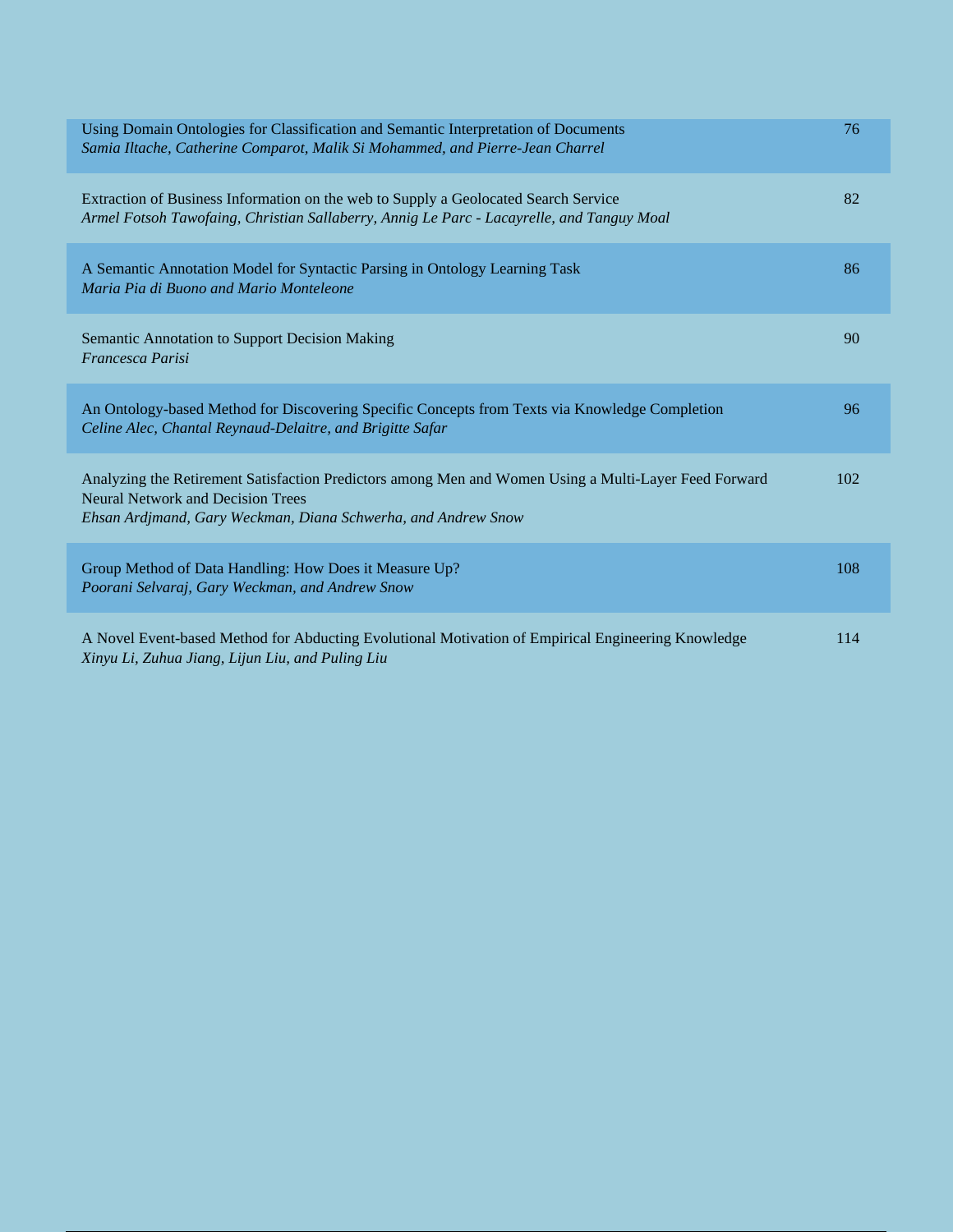Using Domain Ontologies for Classification and Semantic Interpretation of Documents 76
*Samia Iltache, Catherine Comparot, Malik Si Mohammed, and Pierre-Jean Charrel*

Extraction of Business Information on the web to Supply a Geolocated Search Service 82
*Armel Fotsoh Tawofaing, Christian Sallaberry, Annig Le Parc - Lacayrelle, and Tanguy Moal*

A Semantic Annotation Model for Syntactic Parsing in Ontology Learning Task 86
*Maria Pia di Buono and Mario Monteleone*

Semantic Annotation to Support Decision Making 90
*Francesca Parisi*

An Ontology-based Method for Discovering Specific Concepts from Texts via Knowledge Completion 96
*Celine Alec, Chantal Reynaud-Delaitre, and Brigitte Safar*

Analyzing the Retirement Satisfaction Predictors among Men and Women Using a Multi-Layer Feed Forward Neural Network and Decision Trees 102
*Ehsan Ardjmand, Gary Weckman, Diana Schwerha, and Andrew Snow*

Group Method of Data Handling: How Does it Measure Up? 108
*Poorani Selvaraj, Gary Weckman, and Andrew Snow*

A Novel Event-based Method for Abducting Evolutional Motivation of Empirical Engineering Knowledge 114
*Xinyu Li, Zuhua Jiang, Lijun Liu, and Puling Liu*